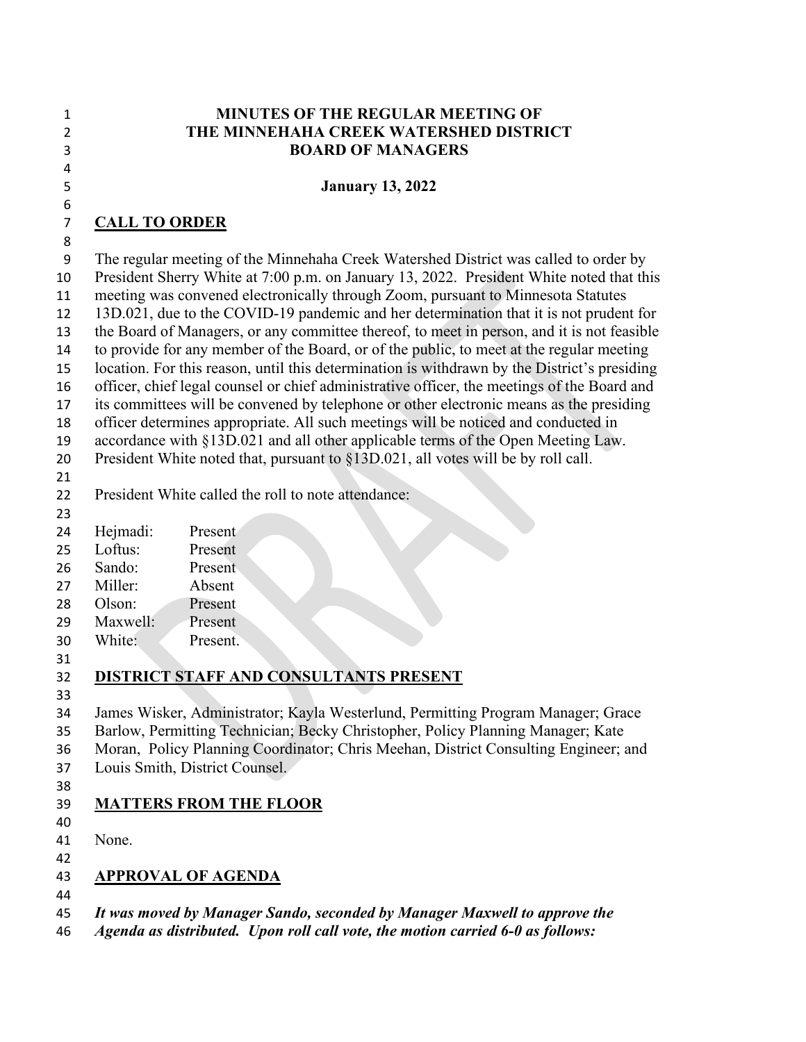# MINUTES OF THE REGULAR MEETING OF THE MINNEHAHA CREEK WATERSHED DISTRICT BOARD OF MANAGERS

**January 13, 2022**

## CALL TO ORDER

The regular meeting of the Minnehaha Creek Watershed District was called to order by President Sherry White at 7:00 p.m. on January 13, 2022. President White noted that this meeting was convened electronically through Zoom, pursuant to Minnesota Statutes 13D.021, due to the COVID-19 pandemic and her determination that it is not prudent for the Board of Managers, or any committee thereof, to meet in person, and it is not feasible to provide for any member of the Board, or of the public, to meet at the regular meeting location. For this reason, until this determination is withdrawn by the District's presiding officer, chief legal counsel or chief administrative officer, the meetings of the Board and its committees will be convened by telephone or other electronic means as the presiding officer determines appropriate. All such meetings will be noticed and conducted in accordance with §13D.021 and all other applicable terms of the Open Meeting Law. President White noted that, pursuant to §13D.021, all votes will be by roll call.

President White called the roll to note attendance:

Hejmadi: Present
Loftus: Present
Sando: Present
Miller: Absent
Olson: Present
Maxwell: Present
White: Present.

## DISTRICT STAFF AND CONSULTANTS PRESENT

James Wisker, Administrator; Kayla Westerlund, Permitting Program Manager; Grace Barlow, Permitting Technician; Becky Christopher, Policy Planning Manager; Kate Moran, Policy Planning Coordinator; Chris Meehan, District Consulting Engineer; and Louis Smith, District Counsel.

## MATTERS FROM THE FLOOR

None.

## APPROVAL OF AGENDA

***It was moved by Manager Sando, seconded by Manager Maxwell to approve the Agenda as distributed. Upon roll call vote, the motion carried 6-0 as follows:***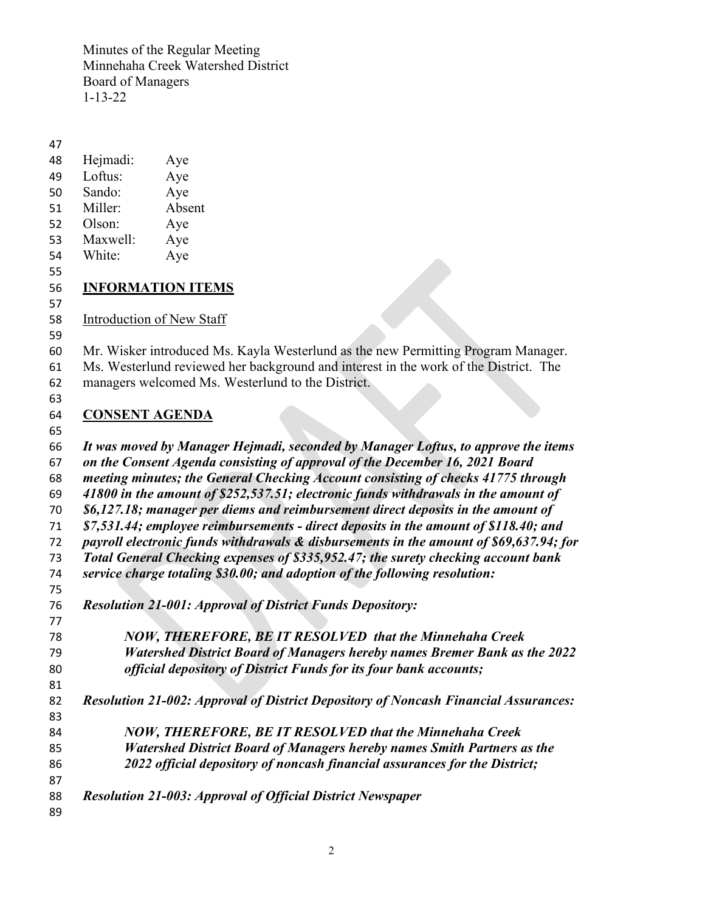| | |
|---|---|
| Hejmadi: | Aye |
| Loftus: | Aye |
| Sando: | Aye |
| Miller: | Absent |
| Olson: | Aye |
| Maxwell: | Aye |
| White: | Aye |

## INFORMATION ITEMS

Introduction of New Staff

Mr. Wisker introduced Ms. Kayla Westerlund as the new Permitting Program Manager. Ms. Westerlund reviewed her background and interest in the work of the District. The managers welcomed Ms. Westerlund to the District.

## CONSENT AGENDA

***It was moved by Manager Hejmadi, seconded by Manager Loftus, to approve the items on the Consent Agenda consisting of approval of the December 16, 2021 Board meeting minutes; the General Checking Account consisting of checks 41775 through 41800 in the amount of $252,537.51; electronic funds withdrawals in the amount of $6,127.18; manager per diems and reimbursement direct deposits in the amount of $7,531.44; employee reimbursements - direct deposits in the amount of $118.40; and payroll electronic funds withdrawals & disbursements in the amount of $69,637.94; for Total General Checking expenses of $335,952.47; the surety checking account bank service charge totaling $30.00; and adoption of the following resolution:***

***Resolution 21-001: Approval of District Funds Depository:***

> ***NOW, THEREFORE, BE IT RESOLVED that the Minnehaha Creek Watershed District Board of Managers hereby names Bremer Bank as the 2022 official depository of District Funds for its four bank accounts;***

***Resolution 21-002: Approval of District Depository of Noncash Financial Assurances:***

> ***NOW, THEREFORE, BE IT RESOLVED that the Minnehaha Creek Watershed District Board of Managers hereby names Smith Partners as the 2022 official depository of noncash financial assurances for the District;***

***Resolution 21-003: Approval of Official District Newspaper***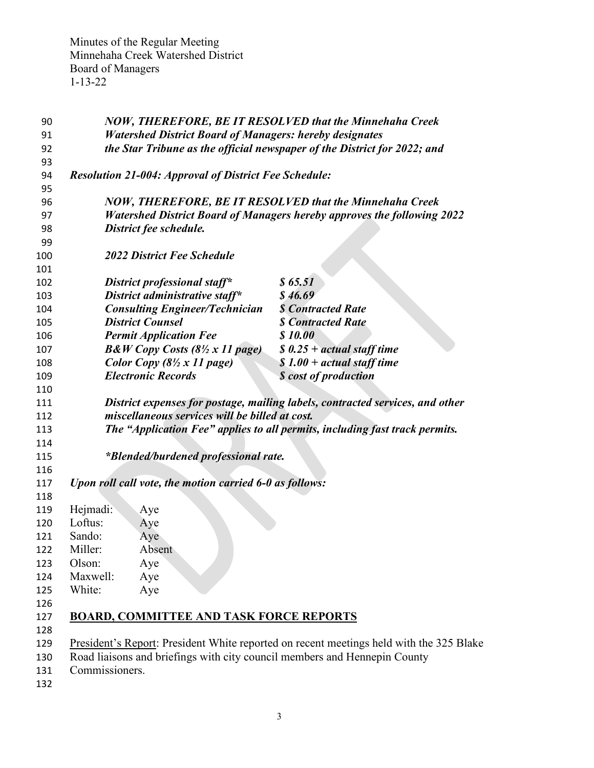*NOW, THEREFORE, BE IT RESOLVED that the Minnehaha Creek Watershed District Board of Managers: hereby designates the Star Tribune as the official newspaper of the District for 2022; and*

***Resolution 21-004: Approval of District Fee Schedule:***

***NOW, THEREFORE, BE IT RESOLVED that the Minnehaha Creek Watershed District Board of Managers hereby approves the following 2022 District fee schedule.***

***2022 District Fee Schedule***

| | |
|---|---|
| ***District professional staff**** | ***$ 65.51*** |
| ***District administrative staff**** | ***$ 46.69*** |
| ***Consulting Engineer/Technician*** | ***$ Contracted Rate*** |
| ***District Counsel*** | ***$ Contracted Rate*** |
| ***Permit Application Fee*** | ***$ 10.00*** |
| ***B&W Copy Costs (8½ x 11 page)*** | ***$ 0.25 + actual staff time*** |
| ***Color Copy (8½ x 11 page)*** | ***$ 1.00 + actual staff time*** |
| ***Electronic Records*** | ***$ cost of production*** |

***District expenses for postage, mailing labels, contracted services, and other miscellaneous services will be billed at cost.***
***The "Application Fee" applies to all permits, including fast track permits.***

****Blended/burdened professional rate.***

***Upon roll call vote, the motion carried 6-0 as follows:***

| | |
|---|---|
| Hejmadi: | Aye |
| Loftus: | Aye |
| Sando: | Aye |
| Miller: | Absent |
| Olson: | Aye |
| Maxwell: | Aye |
| White: | Aye |

## BOARD, COMMITTEE AND TASK FORCE REPORTS

President's Report: President White reported on recent meetings held with the 325 Blake Road liaisons and briefings with city council members and Hennepin County Commissioners.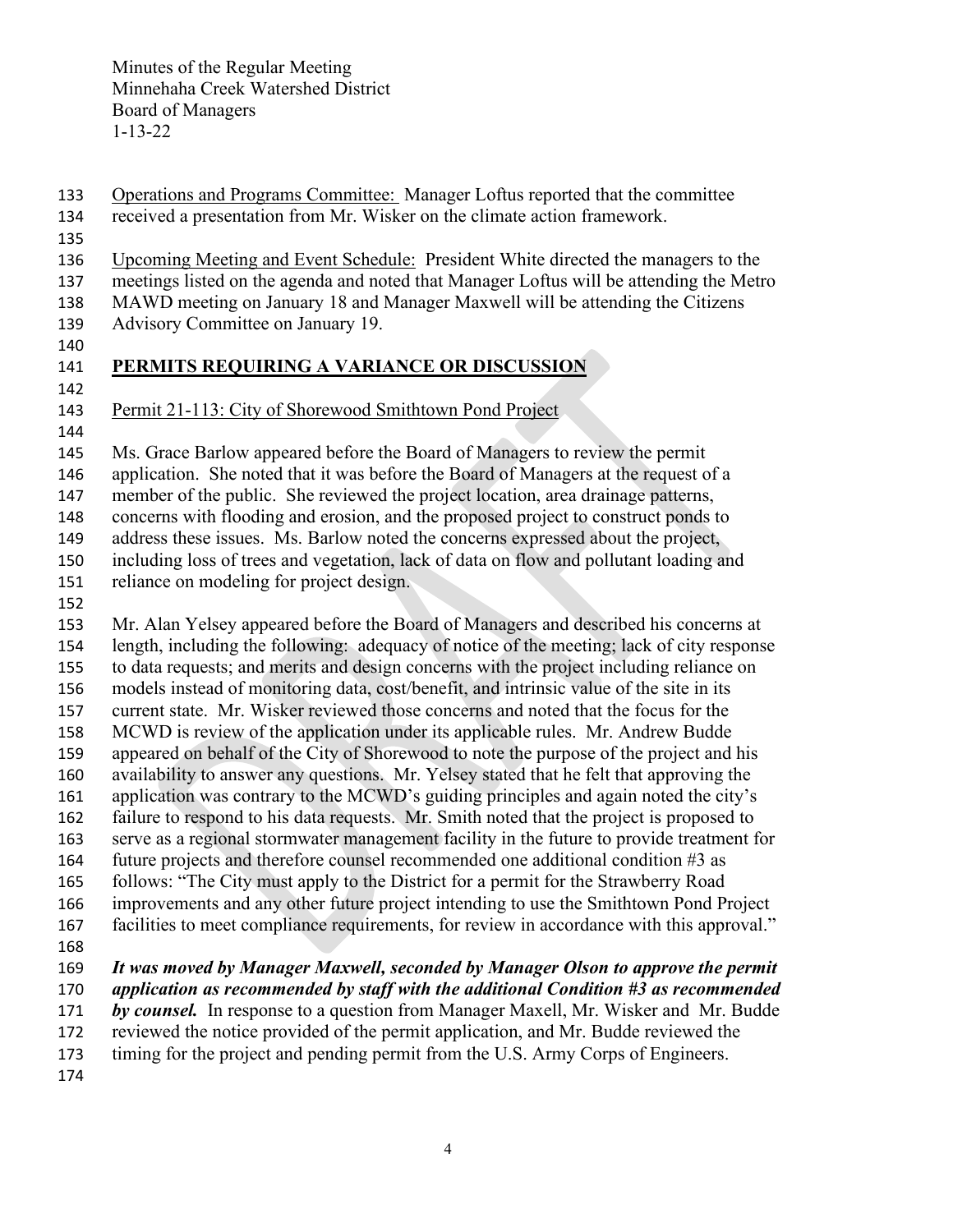Operations and Programs Committee: Manager Loftus reported that the committee received a presentation from Mr. Wisker on the climate action framework.

Upcoming Meeting and Event Schedule: President White directed the managers to the meetings listed on the agenda and noted that Manager Loftus will be attending the Metro MAWD meeting on January 18 and Manager Maxwell will be attending the Citizens Advisory Committee on January 19.

## PERMITS REQUIRING A VARIANCE OR DISCUSSION

Permit 21-113: City of Shorewood Smithtown Pond Project

Ms. Grace Barlow appeared before the Board of Managers to review the permit application. She noted that it was before the Board of Managers at the request of a member of the public. She reviewed the project location, area drainage patterns, concerns with flooding and erosion, and the proposed project to construct ponds to address these issues. Ms. Barlow noted the concerns expressed about the project, including loss of trees and vegetation, lack of data on flow and pollutant loading and reliance on modeling for project design.

Mr. Alan Yelsey appeared before the Board of Managers and described his concerns at length, including the following: adequacy of notice of the meeting; lack of city response to data requests; and merits and design concerns with the project including reliance on models instead of monitoring data, cost/benefit, and intrinsic value of the site in its current state. Mr. Wisker reviewed those concerns and noted that the focus for the MCWD is review of the application under its applicable rules. Mr. Andrew Budde appeared on behalf of the City of Shorewood to note the purpose of the project and his availability to answer any questions. Mr. Yelsey stated that he felt that approving the application was contrary to the MCWD's guiding principles and again noted the city's failure to respond to his data requests. Mr. Smith noted that the project is proposed to serve as a regional stormwater management facility in the future to provide treatment for future projects and therefore counsel recommended one additional condition #3 as follows: "The City must apply to the District for a permit for the Strawberry Road improvements and any other future project intending to use the Smithtown Pond Project facilities to meet compliance requirements, for review in accordance with this approval."

***It was moved by Manager Maxwell, seconded by Manager Olson to approve the permit application as recommended by staff with the additional Condition #3 as recommended by counsel.*** In response to a question from Manager Maxell, Mr. Wisker and Mr. Budde reviewed the notice provided of the permit application, and Mr. Budde reviewed the timing for the project and pending permit from the U.S. Army Corps of Engineers.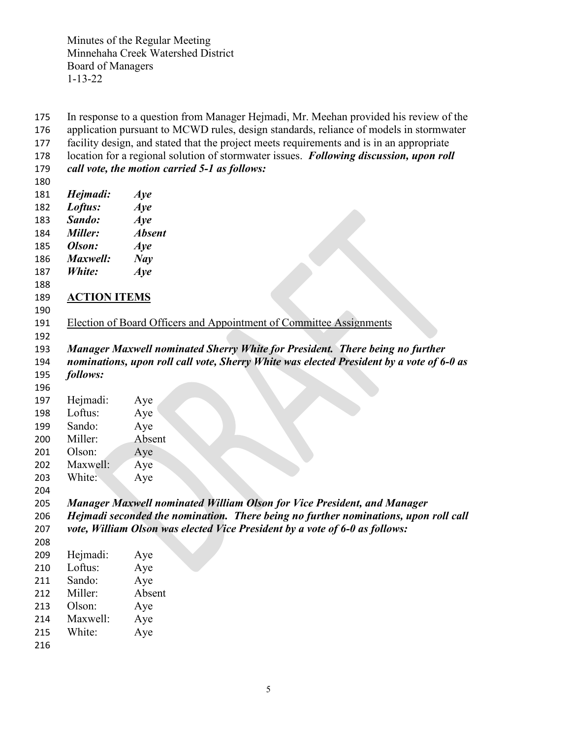In response to a question from Manager Hejmadi, Mr. Meehan provided his review of the application pursuant to MCWD rules, design standards, reliance of models in stormwater facility design, and stated that the project meets requirements and is in an appropriate location for a regional solution of stormwater issues. ***Following discussion, upon roll call vote, the motion carried 5-1 as follows:***

***Hejmadi: Aye***
***Loftus: Aye***
***Sando: Aye***
***Miller: Absent***
***Olson: Aye***
***Maxwell: Nay***
***White: Aye***

**ACTION ITEMS**

Election of Board Officers and Appointment of Committee Assignments

***Manager Maxwell nominated Sherry White for President. There being no further nominations, upon roll call vote, Sherry White was elected President by a vote of 6-0 as follows:***

Hejmadi: Aye
Loftus: Aye
Sando: Aye
Miller: Absent
Olson: Aye
Maxwell: Aye
White: Aye

***Manager Maxwell nominated William Olson for Vice President, and Manager Hejmadi seconded the nomination. There being no further nominations, upon roll call vote, William Olson was elected Vice President by a vote of 6-0 as follows:***

Hejmadi: Aye
Loftus: Aye
Sando: Aye
Miller: Absent
Olson: Aye
Maxwell: Aye
White: Aye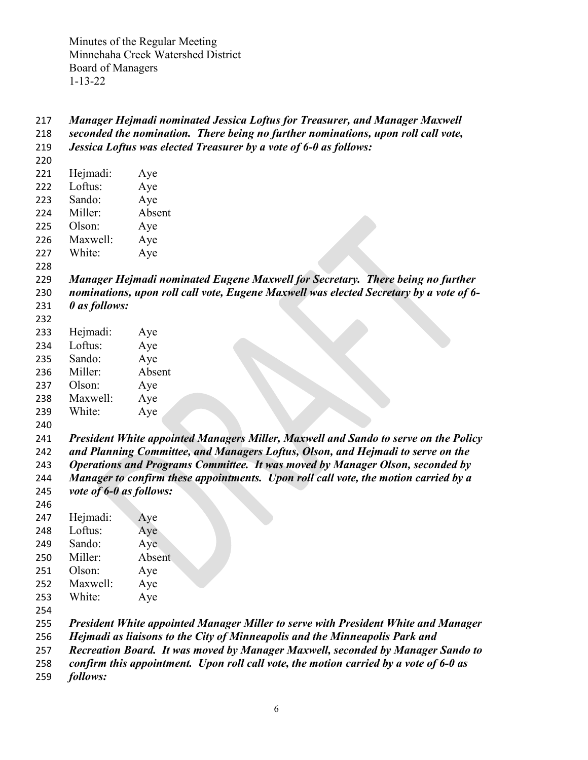*Manager Hejmadi nominated Jessica Loftus for Treasurer, and Manager Maxwell seconded the nomination. There being no further nominations, upon roll call vote, Jessica Loftus was elected Treasurer by a vote of 6-0 as follows:*

| | |
|---|---|
| Hejmadi: | Aye |
| Loftus: | Aye |
| Sando: | Aye |
| Miller: | Absent |
| Olson: | Aye |
| Maxwell: | Aye |
| White: | Aye |

*Manager Hejmadi nominated Eugene Maxwell for Secretary. There being no further nominations, upon roll call vote, Eugene Maxwell was elected Secretary by a vote of 6-0 as follows:*

| | |
|---|---|
| Hejmadi: | Aye |
| Loftus: | Aye |
| Sando: | Aye |
| Miller: | Absent |
| Olson: | Aye |
| Maxwell: | Aye |
| White: | Aye |

*President White appointed Managers Miller, Maxwell and Sando to serve on the Policy and Planning Committee, and Managers Loftus, Olson, and Hejmadi to serve on the Operations and Programs Committee. It was moved by Manager Olson, seconded by Manager to confirm these appointments. Upon roll call vote, the motion carried by a vote of 6-0 as follows:*

| | |
|---|---|
| Hejmadi: | Aye |
| Loftus: | Aye |
| Sando: | Aye |
| Miller: | Absent |
| Olson: | Aye |
| Maxwell: | Aye |
| White: | Aye |

*President White appointed Manager Miller to serve with President White and Manager Hejmadi as liaisons to the City of Minneapolis and the Minneapolis Park and Recreation Board. It was moved by Manager Maxwell, seconded by Manager Sando to confirm this appointment. Upon roll call vote, the motion carried by a vote of 6-0 as follows:*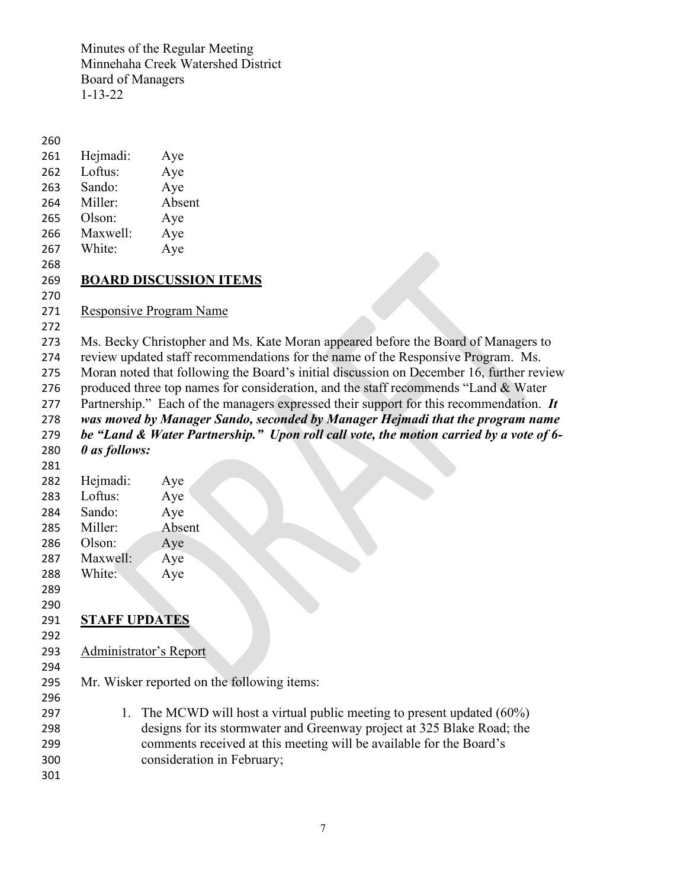| | |
|---|---|
| Hejmadi: | Aye |
| Loftus: | Aye |
| Sando: | Aye |
| Miller: | Absent |
| Olson: | Aye |
| Maxwell: | Aye |
| White: | Aye |

## BOARD DISCUSSION ITEMS

Responsive Program Name

Ms. Becky Christopher and Ms. Kate Moran appeared before the Board of Managers to review updated staff recommendations for the name of the Responsive Program. Ms. Moran noted that following the Board's initial discussion on December 16, further review produced three top names for consideration, and the staff recommends "Land & Water Partnership." Each of the managers expressed their support for this recommendation. ***It was moved by Manager Sando, seconded by Manager Hejmadi that the program name be "Land & Water Partnership." Upon roll call vote, the motion carried by a vote of 6-0 as follows:***

| | |
|---|---|
| Hejmadi: | Aye |
| Loftus: | Aye |
| Sando: | Aye |
| Miller: | Absent |
| Olson: | Aye |
| Maxwell: | Aye |
| White: | Aye |

## STAFF UPDATES

Administrator's Report

Mr. Wisker reported on the following items:

1. The MCWD will host a virtual public meeting to present updated (60%) designs for its stormwater and Greenway project at 325 Blake Road; the comments received at this meeting will be available for the Board's consideration in February;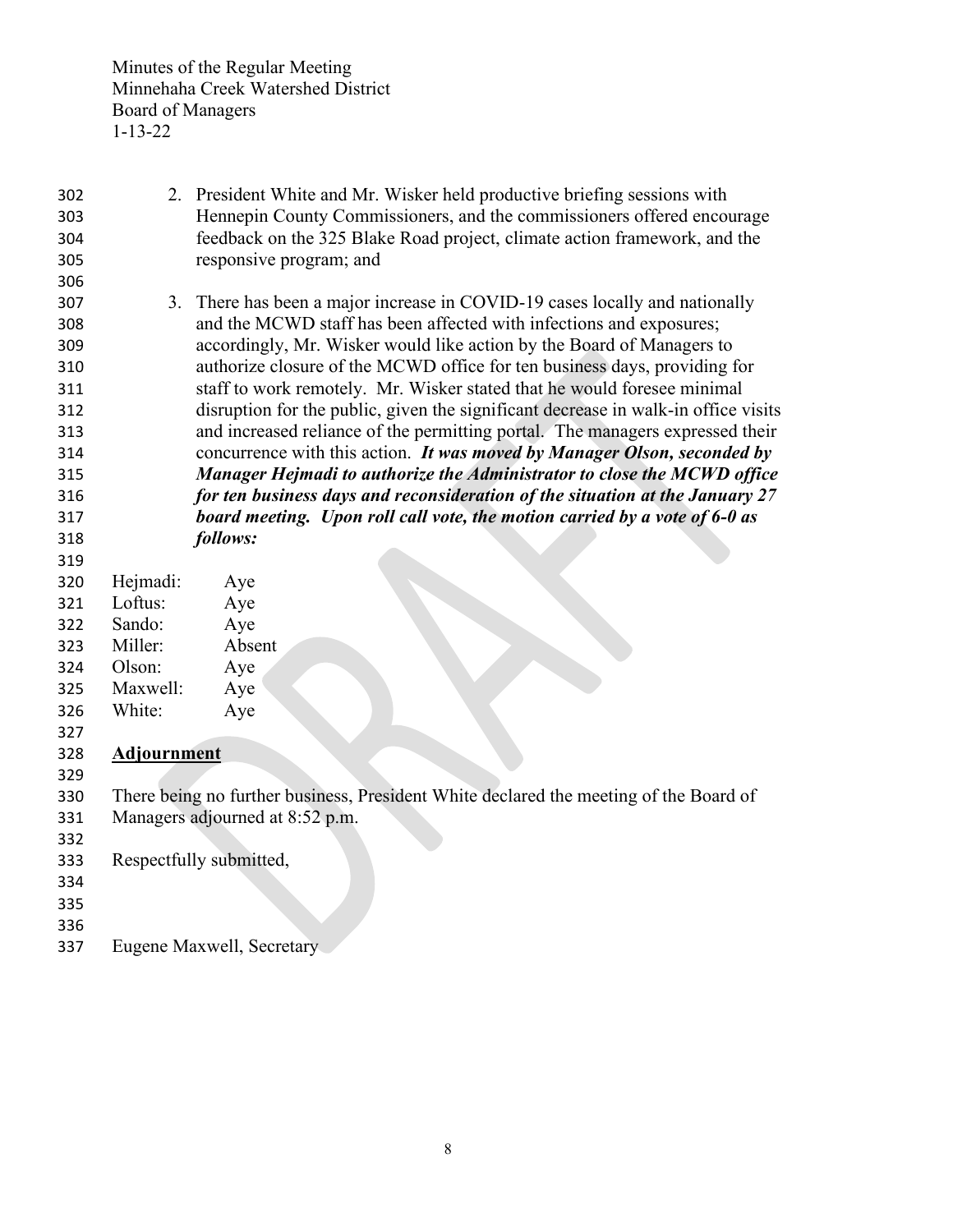2. President White and Mr. Wisker held productive briefing sessions with Hennepin County Commissioners, and the commissioners offered encourage feedback on the 325 Blake Road project, climate action framework, and the responsive program; and

3. There has been a major increase in COVID-19 cases locally and nationally and the MCWD staff has been affected with infections and exposures; accordingly, Mr. Wisker would like action by the Board of Managers to authorize closure of the MCWD office for ten business days, providing for staff to work remotely. Mr. Wisker stated that he would foresee minimal disruption for the public, given the significant decrease in walk-in office visits and increased reliance of the permitting portal. The managers expressed their concurrence with this action. ***It was moved by Manager Olson, seconded by Manager Hejmadi to authorize the Administrator to close the MCWD office for ten business days and reconsideration of the situation at the January 27 board meeting. Upon roll call vote, the motion carried by a vote of 6-0 as follows:***

| | |
|---|---|
| Hejmadi: | Aye |
| Loftus: | Aye |
| Sando: | Aye |
| Miller: | Absent |
| Olson: | Aye |
| Maxwell: | Aye |
| White: | Aye |

## Adjournment

There being no further business, President White declared the meeting of the Board of Managers adjourned at 8:52 p.m.

Respectfully submitted,

Eugene Maxwell, Secretary